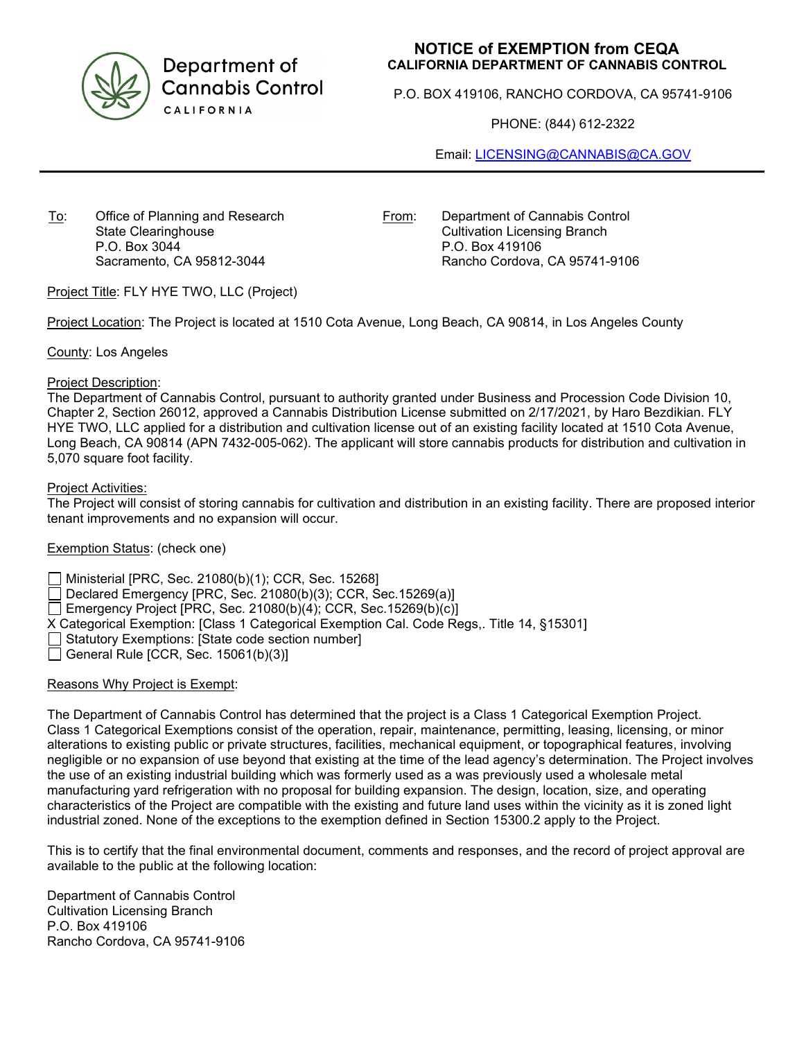Department of Cannabis Control
CALIFORNIA

# NOTICE of EXEMPTION from CEQA
## CALIFORNIA DEPARTMENT OF CANNABIS CONTROL

P.O. BOX 419106, RANCHO CORDOVA, CA 95741-9106

PHONE: (844) 612-2322

Email: LICENSING@CANNABIS@CA.GOV

---

To: Office of Planning and Research
State Clearinghouse
P.O. Box 3044
Sacramento, CA 95812-3044

From: Department of Cannabis Control
Cultivation Licensing Branch
P.O. Box 419106
Rancho Cordova, CA 95741-9106

Project Title: FLY HYE TWO, LLC (Project)

Project Location: The Project is located at 1510 Cota Avenue, Long Beach, CA 90814, in Los Angeles County

County: Los Angeles

Project Description:
The Department of Cannabis Control, pursuant to authority granted under Business and Procession Code Division 10, Chapter 2, Section 26012, approved a Cannabis Distribution License submitted on 2/17/2021, by Haro Bezdikian. FLY HYE TWO, LLC applied for a distribution and cultivation license out of an existing facility located at 1510 Cota Avenue, Long Beach, CA 90814 (APN 7432-005-062). The applicant will store cannabis products for distribution and cultivation in 5,070 square foot facility.

Project Activities:
The Project will consist of storing cannabis for cultivation and distribution in an existing facility. There are proposed interior tenant improvements and no expansion will occur.

Exemption Status: (check one)

☐ Ministerial [PRC, Sec. 21080(b)(1); CCR, Sec. 15268]
☐ Declared Emergency [PRC, Sec. 21080(b)(3); CCR, Sec.15269(a)]
☐ Emergency Project [PRC, Sec. 21080(b)(4); CCR, Sec.15269(b)(c)]
X Categorical Exemption: [Class 1 Categorical Exemption Cal. Code Regs,. Title 14, §15301]
☐ Statutory Exemptions: [State code section number]
☐ General Rule [CCR, Sec. 15061(b)(3)]

Reasons Why Project is Exempt:

The Department of Cannabis Control has determined that the project is a Class 1 Categorical Exemption Project. Class 1 Categorical Exemptions consist of the operation, repair, maintenance, permitting, leasing, licensing, or minor alterations to existing public or private structures, facilities, mechanical equipment, or topographical features, involving negligible or no expansion of use beyond that existing at the time of the lead agency's determination. The Project involves the use of an existing industrial building which was formerly used as a was previously used a wholesale metal manufacturing yard refrigeration with no proposal for building expansion. The design, location, size, and operating characteristics of the Project are compatible with the existing and future land uses within the vicinity as it is zoned light industrial zoned. None of the exceptions to the exemption defined in Section 15300.2 apply to the Project.

This is to certify that the final environmental document, comments and responses, and the record of project approval are available to the public at the following location:

Department of Cannabis Control
Cultivation Licensing Branch
P.O. Box 419106
Rancho Cordova, CA 95741-9106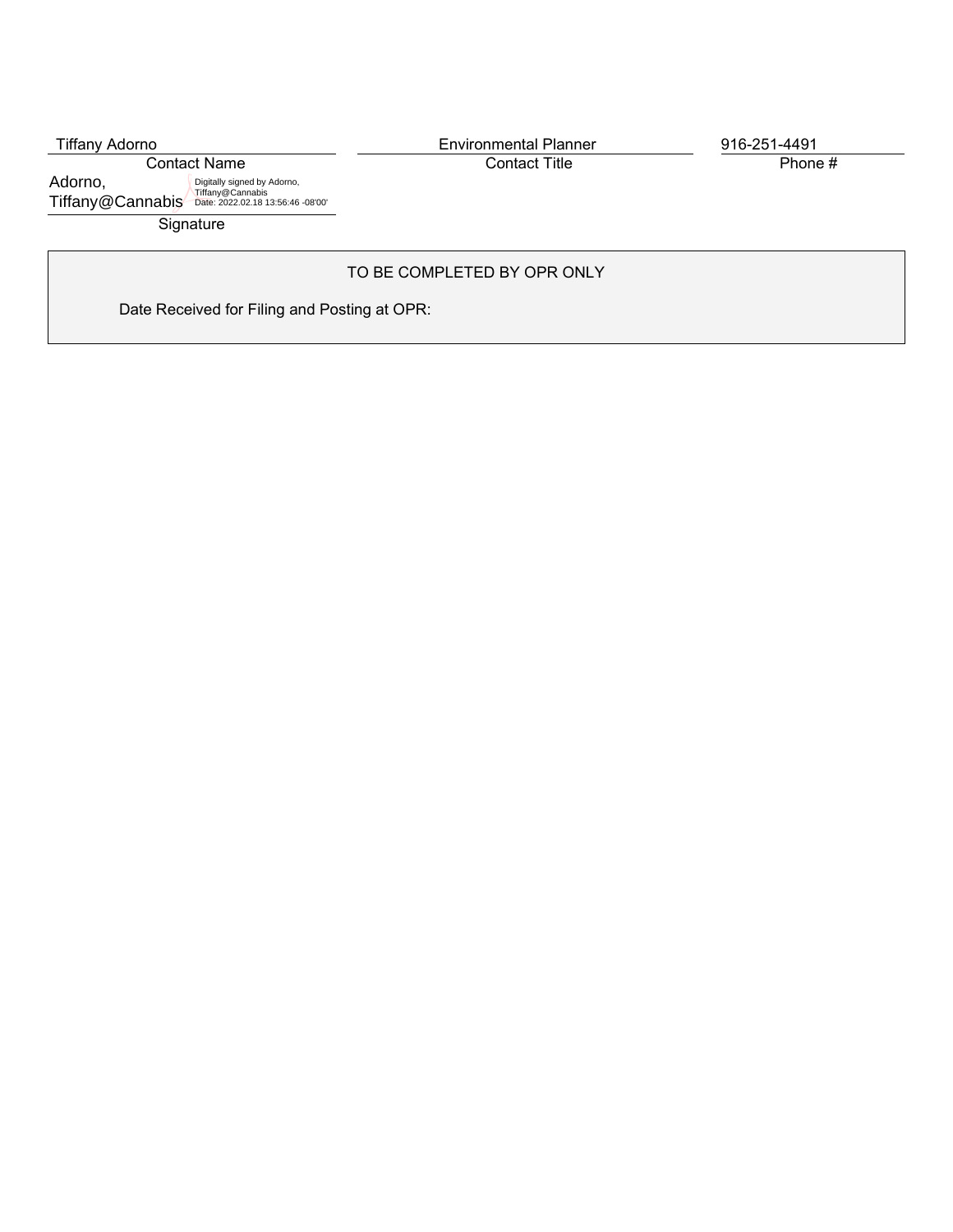| | | |
|---|---|---|
| Tiffany Adorno | Environmental Planner | 916-251-4491 |
| Contact Name | Contact Title | Phone # |

Adorno, Tiffany@Cannabis

Digitally signed by Adorno, Tiffany@Cannabis
Date: 2022.02.18 13:56:46 -08'00'

Signature

TO BE COMPLETED BY OPR ONLY

Date Received for Filing and Posting at OPR: